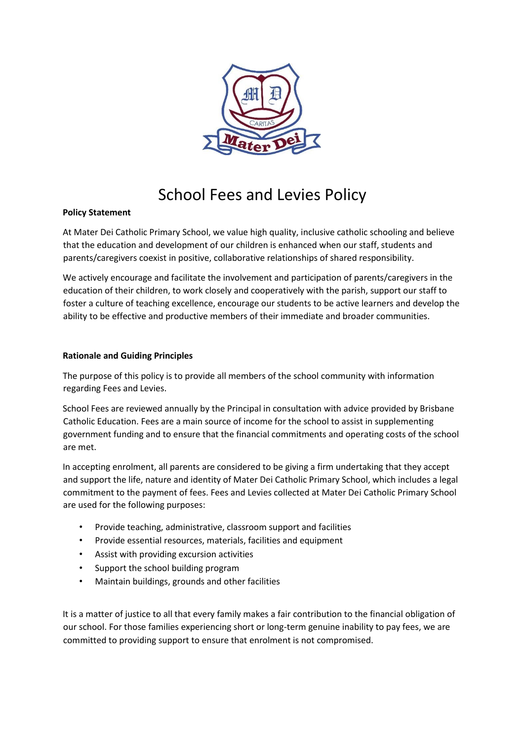# School Fees and Levies Policy

**Policy Statement**

At Mater Dei Catholic Primary School, we value high quality, inclusive catholic schooling and believe that the education and development of our children is enhanced when our staff, students and parents/caregivers coexist in positive, collaborative relationships of shared responsibility.

We actively encourage and facilitate the involvement and participation of parents/caregivers in the education of their children, to work closely and cooperatively with the parish, support our staff to foster a culture of teaching excellence, encourage our students to be active learners and develop the ability to be effective and productive members of their immediate and broader communities.

**Rationale and Guiding Principles**

The purpose of this policy is to provide all members of the school community with information regarding Fees and Levies.

School Fees are reviewed annually by the Principal in consultation with advice provided by Brisbane Catholic Education. Fees are a main source of income for the school to assist in supplementing government funding and to ensure that the financial commitments and operating costs of the school are met.

In accepting enrolment, all parents are considered to be giving a firm undertaking that they accept and support the life, nature and identity of Mater Dei Catholic Primary School, which includes a legal commitment to the payment of fees. Fees and Levies collected at Mater Dei Catholic Primary School are used for the following purposes:

- Provide teaching, administrative, classroom support and facilities
- Provide essential resources, materials, facilities and equipment
- Assist with providing excursion activities
- Support the school building program
- Maintain buildings, grounds and other facilities

It is a matter of justice to all that every family makes a fair contribution to the financial obligation of our school. For those families experiencing short or long-term genuine inability to pay fees, we are committed to providing support to ensure that enrolment is not compromised.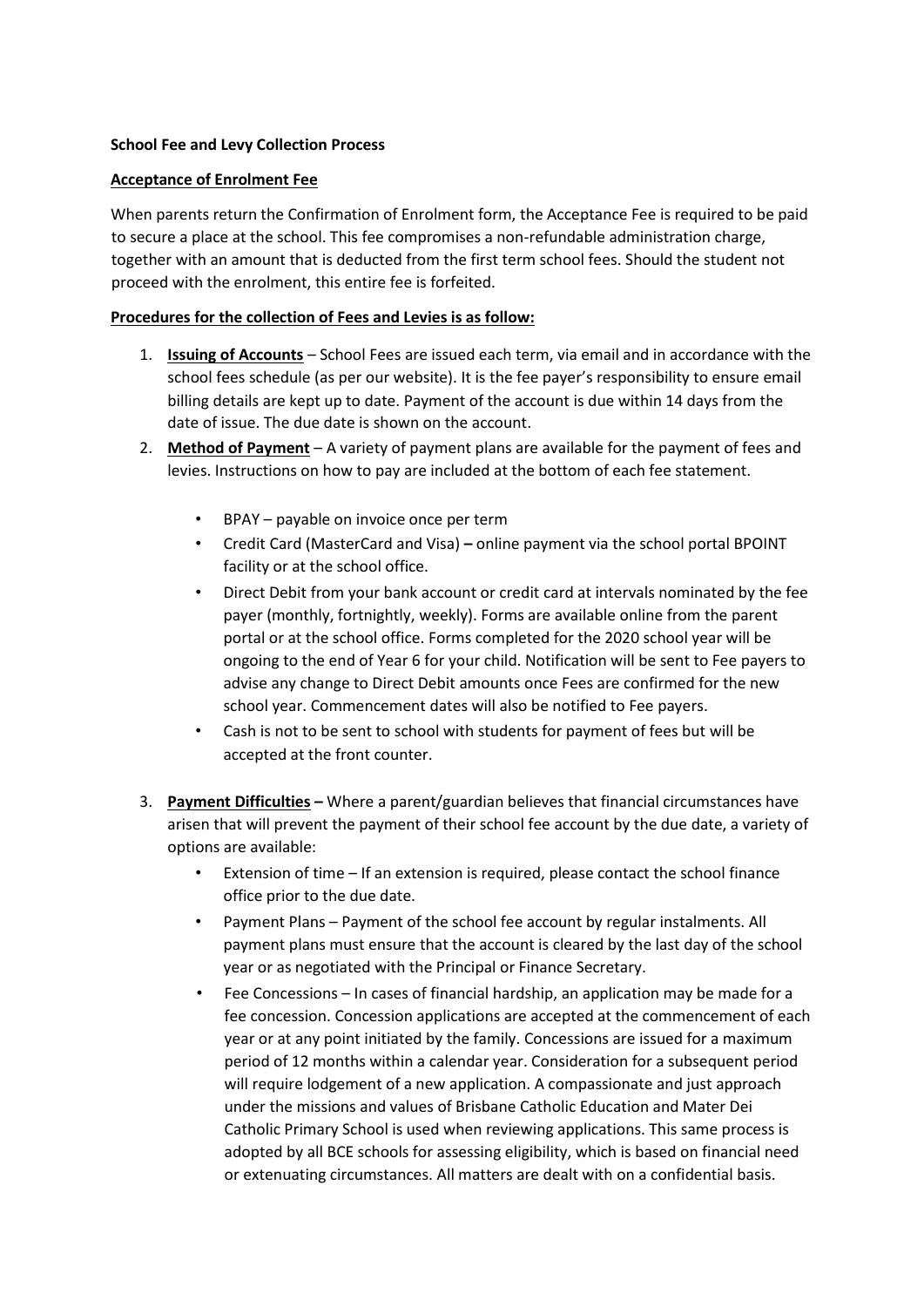**School Fee and Levy Collection Process**

**Acceptance of Enrolment Fee**

When parents return the Confirmation of Enrolment form, the Acceptance Fee is required to be paid to secure a place at the school. This fee compromises a non-refundable administration charge, together with an amount that is deducted from the first term school fees. Should the student not proceed with the enrolment, this entire fee is forfeited.

**Procedures for the collection of Fees and Levies is as follow:**

1. **Issuing of Accounts** – School Fees are issued each term, via email and in accordance with the school fees schedule (as per our website). It is the fee payer's responsibility to ensure email billing details are kept up to date. Payment of the account is due within 14 days from the date of issue. The due date is shown on the account.
2. **Method of Payment** – A variety of payment plans are available for the payment of fees and levies. Instructions on how to pay are included at the bottom of each fee statement.
   - BPAY – payable on invoice once per term
   - Credit Card (MasterCard and Visa) **–** online payment via the school portal BPOINT facility or at the school office.
   - Direct Debit from your bank account or credit card at intervals nominated by the fee payer (monthly, fortnightly, weekly). Forms are available online from the parent portal or at the school office. Forms completed for the 2020 school year will be ongoing to the end of Year 6 for your child. Notification will be sent to Fee payers to advise any change to Direct Debit amounts once Fees are confirmed for the new school year. Commencement dates will also be notified to Fee payers.
   - Cash is not to be sent to school with students for payment of fees but will be accepted at the front counter.
3. **Payment Difficulties –** Where a parent/guardian believes that financial circumstances have arisen that will prevent the payment of their school fee account by the due date, a variety of options are available:
   - Extension of time – If an extension is required, please contact the school finance office prior to the due date.
   - Payment Plans – Payment of the school fee account by regular instalments. All payment plans must ensure that the account is cleared by the last day of the school year or as negotiated with the Principal or Finance Secretary.
   - Fee Concessions – In cases of financial hardship, an application may be made for a fee concession. Concession applications are accepted at the commencement of each year or at any point initiated by the family. Concessions are issued for a maximum period of 12 months within a calendar year. Consideration for a subsequent period will require lodgement of a new application. A compassionate and just approach under the missions and values of Brisbane Catholic Education and Mater Dei Catholic Primary School is used when reviewing applications. This same process is adopted by all BCE schools for assessing eligibility, which is based on financial need or extenuating circumstances. All matters are dealt with on a confidential basis.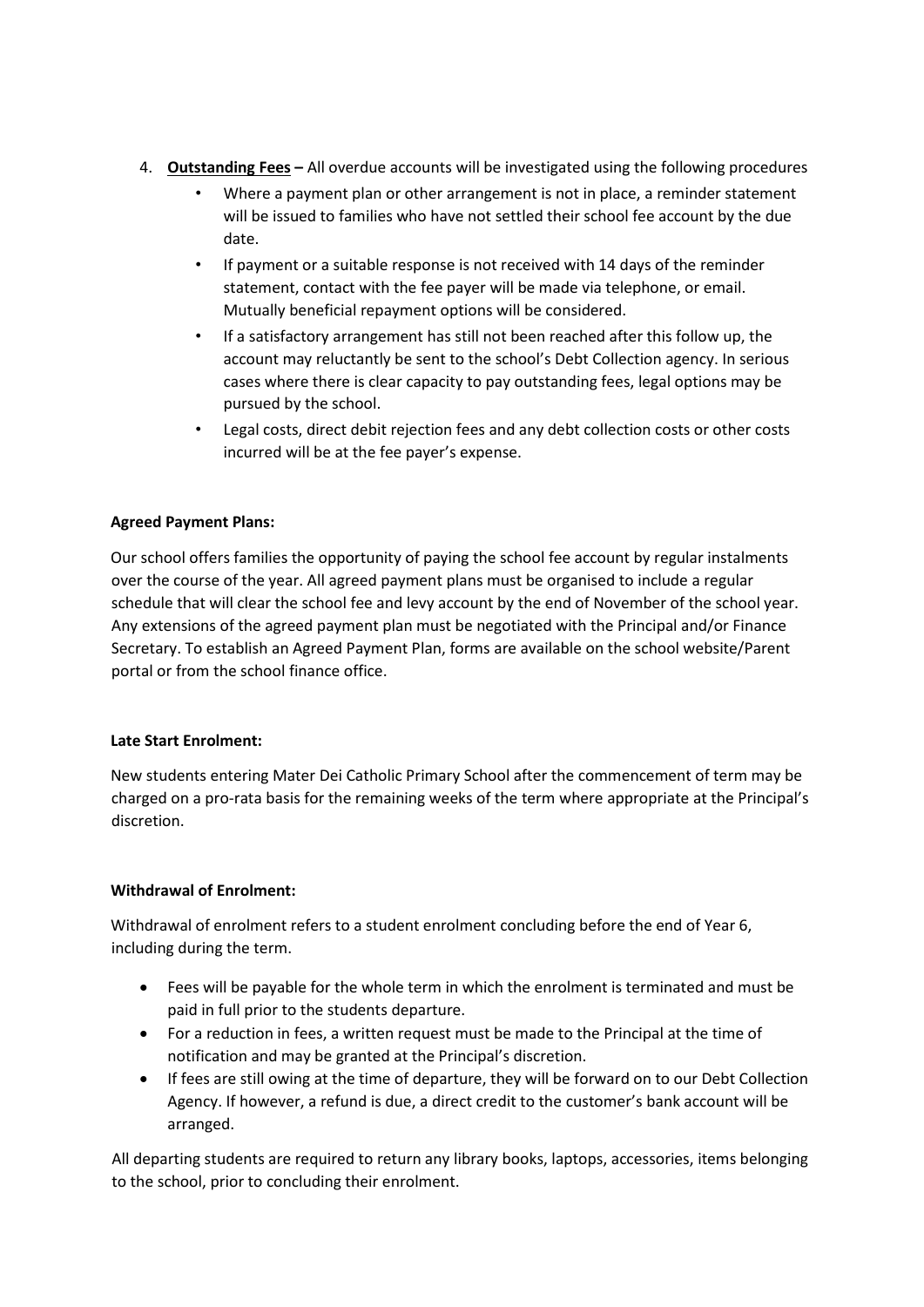4. **Outstanding Fees –** All overdue accounts will be investigated using the following procedures
   - Where a payment plan or other arrangement is not in place, a reminder statement will be issued to families who have not settled their school fee account by the due date.
   - If payment or a suitable response is not received with 14 days of the reminder statement, contact with the fee payer will be made via telephone, or email. Mutually beneficial repayment options will be considered.
   - If a satisfactory arrangement has still not been reached after this follow up, the account may reluctantly be sent to the school's Debt Collection agency. In serious cases where there is clear capacity to pay outstanding fees, legal options may be pursued by the school.
   - Legal costs, direct debit rejection fees and any debt collection costs or other costs incurred will be at the fee payer's expense.

**Agreed Payment Plans:**

Our school offers families the opportunity of paying the school fee account by regular instalments over the course of the year. All agreed payment plans must be organised to include a regular schedule that will clear the school fee and levy account by the end of November of the school year. Any extensions of the agreed payment plan must be negotiated with the Principal and/or Finance Secretary. To establish an Agreed Payment Plan, forms are available on the school website/Parent portal or from the school finance office.

**Late Start Enrolment:**

New students entering Mater Dei Catholic Primary School after the commencement of term may be charged on a pro-rata basis for the remaining weeks of the term where appropriate at the Principal's discretion.

**Withdrawal of Enrolment:**

Withdrawal of enrolment refers to a student enrolment concluding before the end of Year 6, including during the term.

- Fees will be payable for the whole term in which the enrolment is terminated and must be paid in full prior to the students departure.
- For a reduction in fees, a written request must be made to the Principal at the time of notification and may be granted at the Principal's discretion.
- If fees are still owing at the time of departure, they will be forward on to our Debt Collection Agency. If however, a refund is due, a direct credit to the customer's bank account will be arranged.

All departing students are required to return any library books, laptops, accessories, items belonging to the school, prior to concluding their enrolment.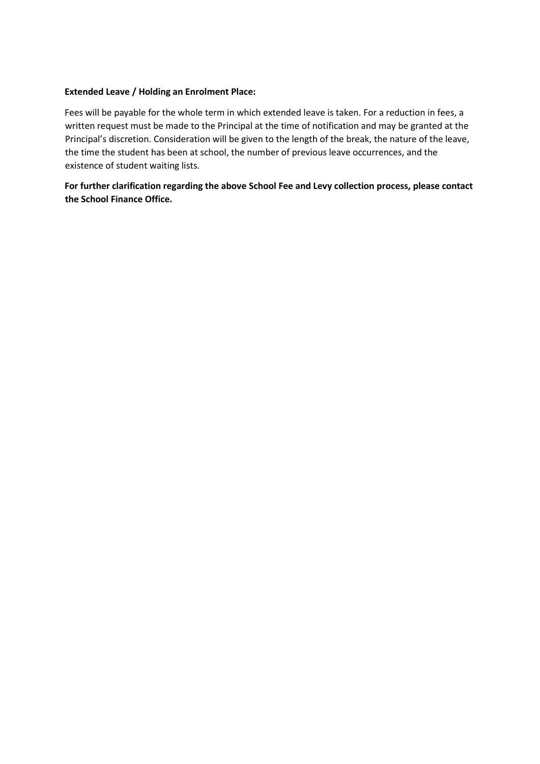**Extended Leave / Holding an Enrolment Place:**

Fees will be payable for the whole term in which extended leave is taken. For a reduction in fees, a written request must be made to the Principal at the time of notification and may be granted at the Principal's discretion. Consideration will be given to the length of the break, the nature of the leave, the time the student has been at school, the number of previous leave occurrences, and the existence of student waiting lists.

**For further clarification regarding the above School Fee and Levy collection process, please contact the School Finance Office.**